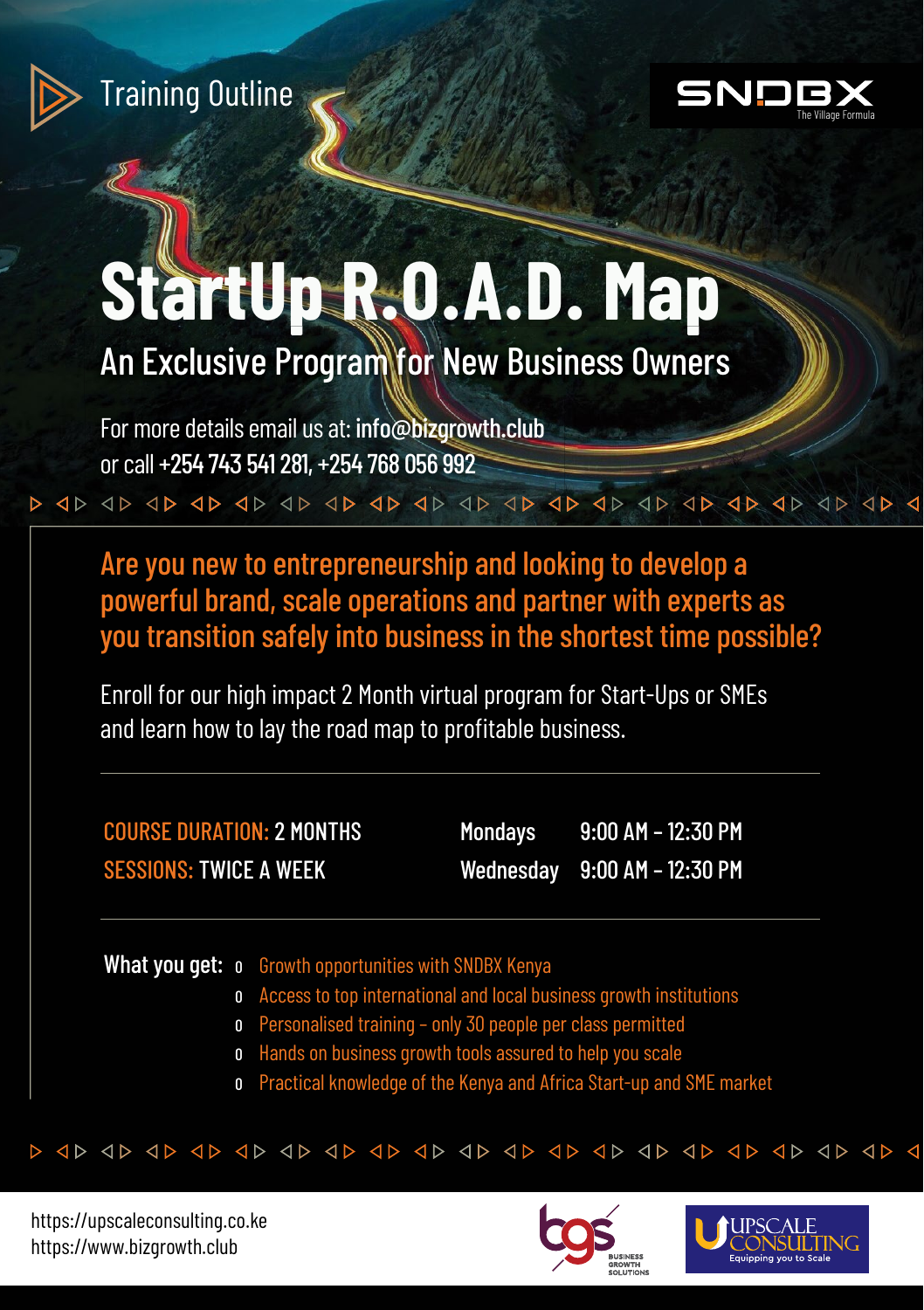Training Outline

SNDBX
The Village Formula

# StartUp R.O.A.D. Map

## An Exclusive Program for New Business Owners

For more details email us at: **info@bizgrowth.club**
or call **+254 743 541 281, +254 768 056 992**

### Are you new to entrepreneurship and looking to develop a powerful brand, scale operations and partner with experts as you transition safely into business in the shortest time possible?

Enroll for our high impact 2 Month virtual program for Start-Ups or SMEs and learn how to lay the road map to profitable business.

COURSE DURATION: **2 MONTHS**
SESSIONS: **TWICE A WEEK**

| | |
|---|---|
| **Mondays** | **9:00 AM - 12:30 PM** |
| **Wednesday** | **9:00 AM - 12:30 PM** |

**What you get:**

- Growth opportunities with SNDBX Kenya
- Access to top international and local business growth institutions
- Personalised training - only 30 people per class permitted
- Hands on business growth tools assured to help you scale
- Practical knowledge of the Kenya and Africa Start-up and SME market

https://upscaleconsulting.co.ke
https://www.bizgrowth.club

BUSINESS GROWTH SOLUTIONS

UPSCALE CONSULTING
Equipping you to Scale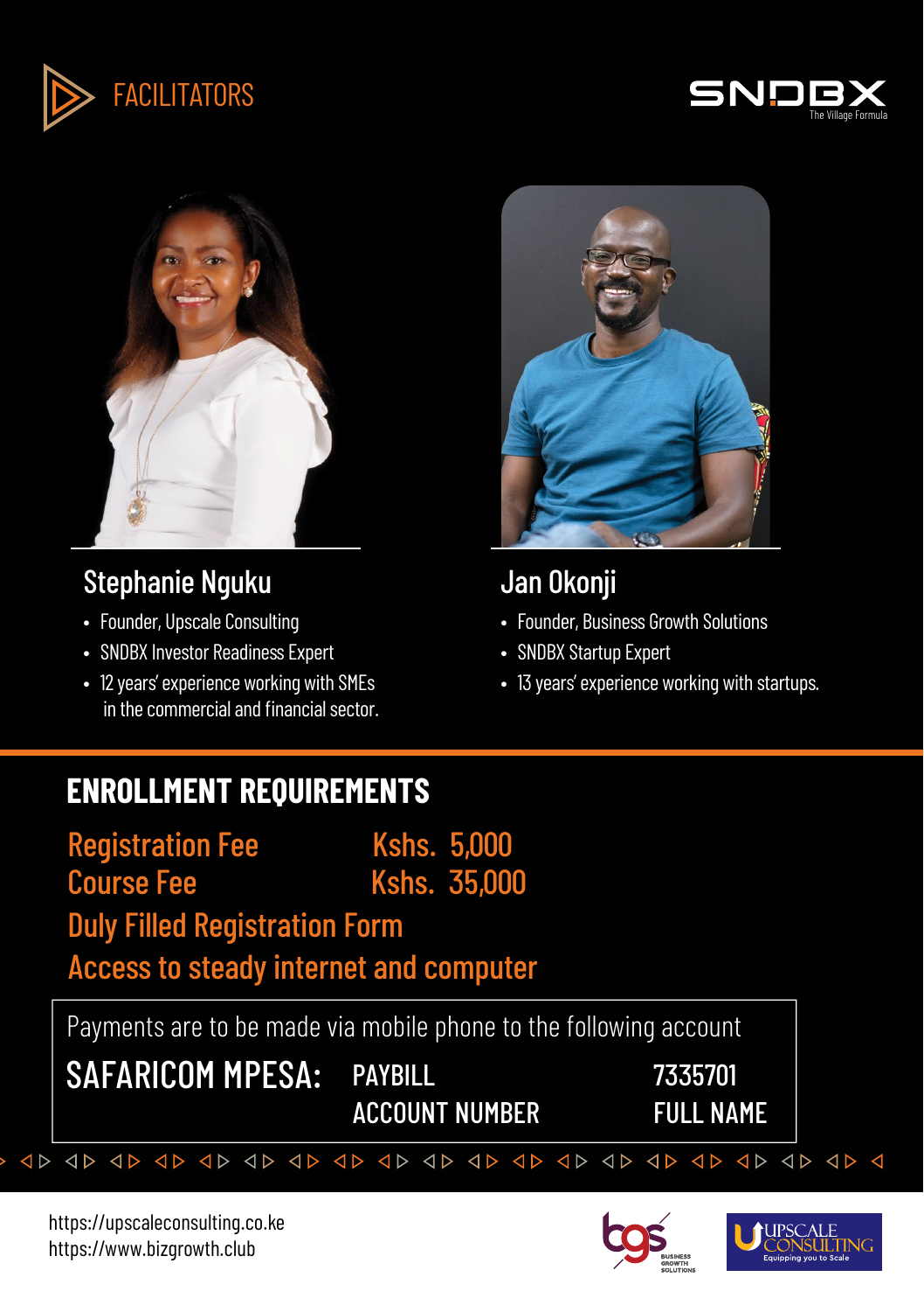# FACILITATORS

SNDBX The Village Formula

## Stephanie Nguku

- Founder, Upscale Consulting
- SNDBX Investor Readiness Expert
- 12 years' experience working with SMEs in the commercial and financial sector.

## Jan Okonji

- Founder, Business Growth Solutions
- SNDBX Startup Expert
- 13 years' experience working with startups.

## ENROLLMENT REQUIREMENTS

| | |
|---|---|
| Registration Fee | Kshs. 5,000 |
| Course Fee | Kshs. 35,000 |

Duly Filled Registration Form

Access to steady internet and computer

Payments are to be made via mobile phone to the following account

| SAFARICOM MPESA: | | |
|---|---|---|
| | PAYBILL | 7335701 |
| | ACCOUNT NUMBER | FULL NAME |

https://upscaleconsulting.co.ke
https://www.bizgrowth.club

BGS Business Growth Solutions

UPSCALE CONSULTING Equipping you to Scale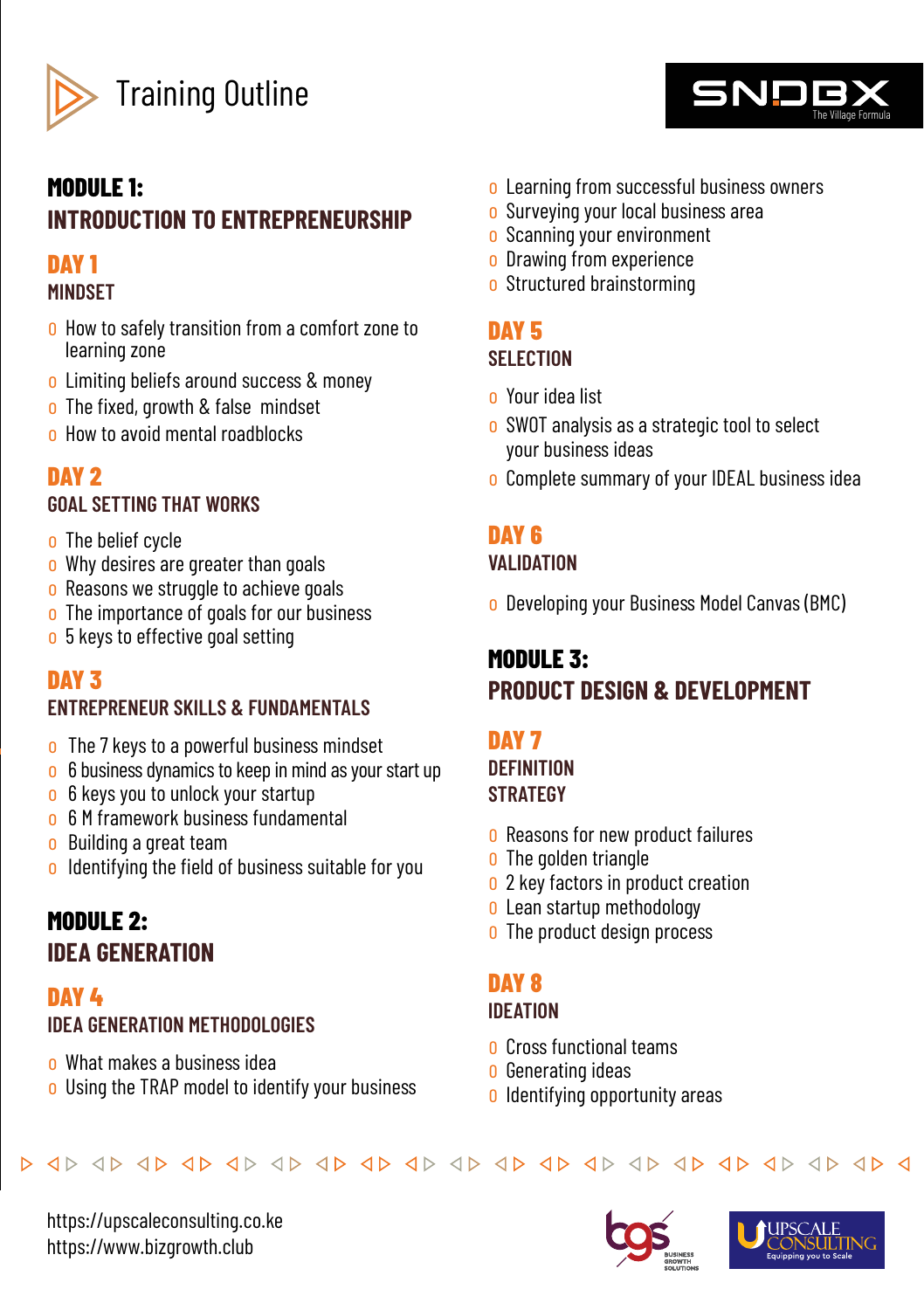# Training Outline

SNDBX The Village Formula

## MODULE 1: INTRODUCTION TO ENTREPRENEURSHIP

### DAY 1
**MINDSET**

- How to safely transition from a comfort zone to learning zone
- Limiting beliefs around success & money
- The fixed, growth & false mindset
- How to avoid mental roadblocks

### DAY 2
**GOAL SETTING THAT WORKS**

- The belief cycle
- Why desires are greater than goals
- Reasons we struggle to achieve goals
- The importance of goals for our business
- 5 keys to effective goal setting

### DAY 3
**ENTREPRENEUR SKILLS & FUNDAMENTALS**

- The 7 keys to a powerful business mindset
- 6 business dynamics to keep in mind as your start up
- 6 keys you to unlock your startup
- 6 M framework business fundamental
- Building a great team
- Identifying the field of business suitable for you

## MODULE 2: IDEA GENERATION

### DAY 4
**IDEA GENERATION METHODOLOGIES**

- What makes a business idea
- Using the TRAP model to identify your business
- Learning from successful business owners
- Surveying your local business area
- Scanning your environment
- Drawing from experience
- Structured brainstorming

### DAY 5
**SELECTION**

- Your idea list
- SWOT analysis as a strategic tool to select your business ideas
- Complete summary of your IDEAL business idea

### DAY 6
**VALIDATION**

- Developing your Business Model Canvas (BMC)

## MODULE 3: PRODUCT DESIGN & DEVELOPMENT

### DAY 7
**DEFINITION**
**STRATEGY**

- Reasons for new product failures
- The golden triangle
- 2 key factors in product creation
- Lean startup methodology
- The product design process

### DAY 8
**IDEATION**

- Cross functional teams
- Generating ideas
- Identifying opportunity areas

https://upscaleconsulting.co.ke
https://www.bizgrowth.club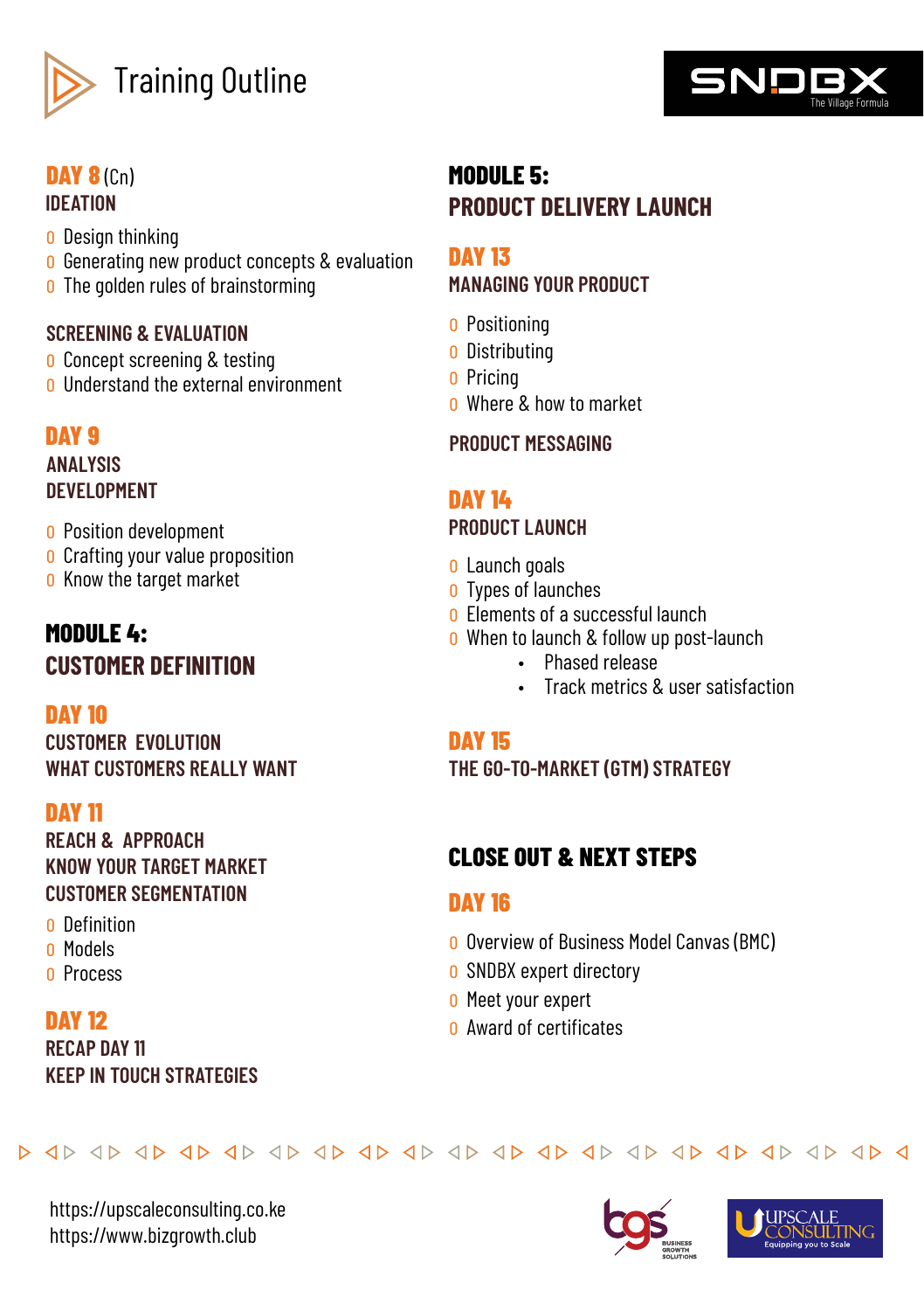# Training Outline

SNDBX The Village Formula

## DAY 8 (Cn)

### IDEATION

- Design thinking
- Generating new product concepts & evaluation
- The golden rules of brainstorming

### SCREENING & EVALUATION

- Concept screening & testing
- Understand the external environment

## DAY 9

### ANALYSIS
### DEVELOPMENT

- Position development
- Crafting your value proposition
- Know the target market

## MODULE 4: CUSTOMER DEFINITION

## DAY 10

### CUSTOMER EVOLUTION
### WHAT CUSTOMERS REALLY WANT

## DAY 11

### REACH & APPROACH
### KNOW YOUR TARGET MARKET
### CUSTOMER SEGMENTATION

- Definition
- Models
- Process

## DAY 12

### RECAP DAY 11
### KEEP IN TOUCH STRATEGIES

## MODULE 5: PRODUCT DELIVERY LAUNCH

## DAY 13

### MANAGING YOUR PRODUCT

- Positioning
- Distributing
- Pricing
- Where & how to market

### PRODUCT MESSAGING

## DAY 14

### PRODUCT LAUNCH

- Launch goals
- Types of launches
- Elements of a successful launch
- When to launch & follow up post-launch
  - Phased release
  - Track metrics & user satisfaction

## DAY 15

### THE GO-TO-MARKET (GTM) STRATEGY

## CLOSE OUT & NEXT STEPS

## DAY 16

- Overview of Business Model Canvas (BMC)
- SNDBX expert directory
- Meet your expert
- Award of certificates

https://upscaleconsulting.co.ke
https://www.bizgrowth.club

bgs BUSINESS GROWTH SOLUTIONS

UPSCALE CONSULTING Equipping you to Scale